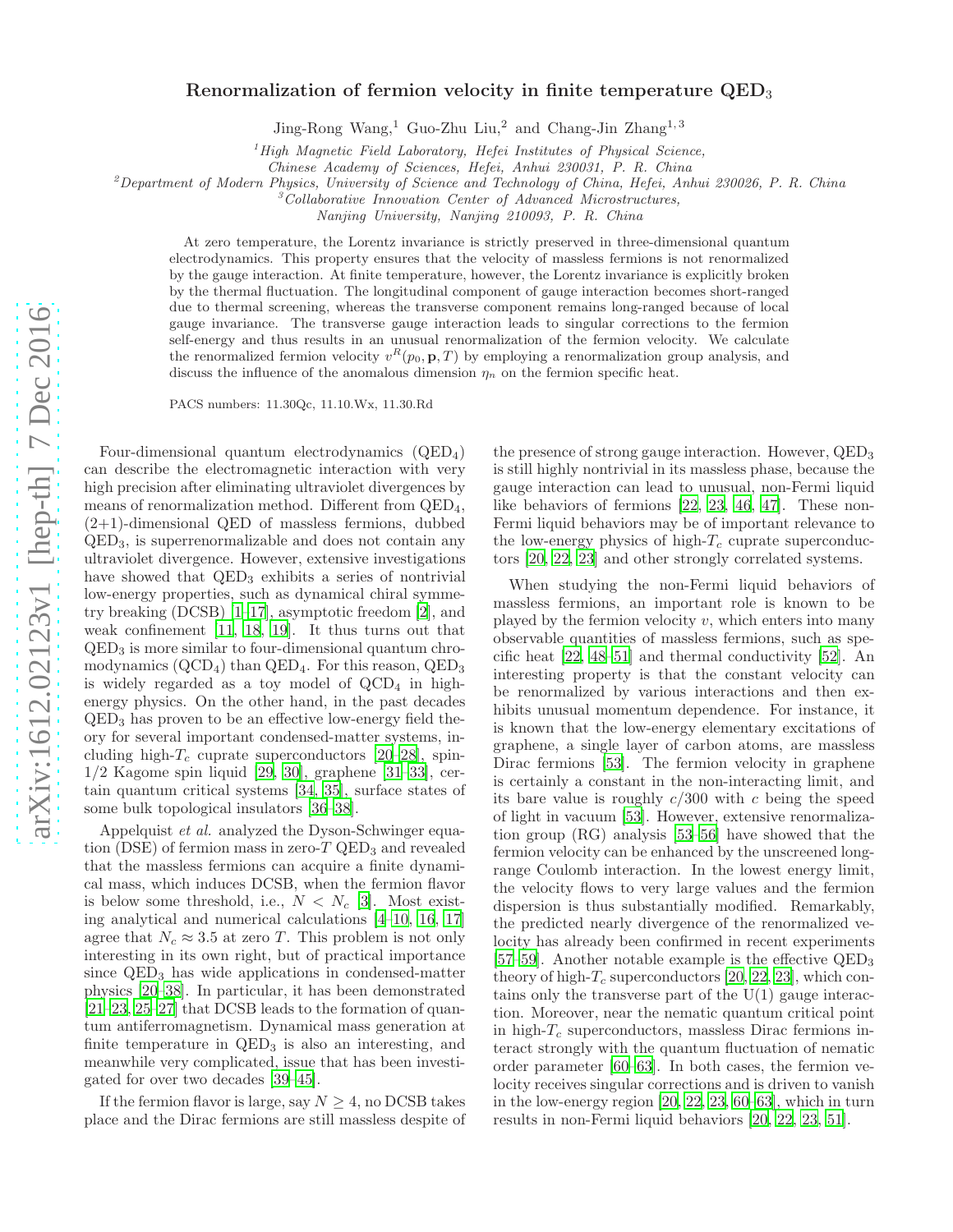# Renormalization of fermion velocity in finite temperature $\mathrm{QED}_3$

Jing-Rong Wang,[1] Guo-Zhu Liu,[2] and Chang-Jin Zhang[1,3]

[1] *High Magnetic Field Laboratory, Hefei Institutes of Physical Science, Chinese Academy of Sciences, Hefei, Anhui 230031, P. R. China*

[2] *Department of Modern Physics, University of Science and Technology of China, Hefei, Anhui 230026, P. R. China*

[3] *Collaborative Innovation Center of Advanced Microstructures, Nanjing University, Nanjing 210093, P. R. China*

At zero temperature, the Lorentz invariance is strictly preserved in three-dimensional quantum electrodynamics. This property ensures that the velocity of massless fermions is not renormalized by the gauge interaction. At finite temperature, however, the Lorentz invariance is explicitly broken by the thermal fluctuation. The longitudinal component of gauge interaction becomes short-ranged due to thermal screening, whereas the transverse component remains long-ranged because of local gauge invariance. The transverse gauge interaction leads to singular corrections to the fermion self-energy and thus results in an unusual renormalization of the fermion velocity. We calculate the renormalized fermion velocity $v^R(p_0, \mathbf{p}, T)$ by employing a renormalization group analysis, and discuss the influence of the anomalous dimension $\eta_n$ on the fermion specific heat.

PACS numbers: 11.30Qc, 11.10.Wx, 11.30.Rd

Four-dimensional quantum electrodynamics ($\mathrm{QED}_4$) can describe the electromagnetic interaction with very high precision after eliminating ultraviolet divergences by means of renormalization method. Different from $\mathrm{QED}_4$, (2+1)-dimensional QED of massless fermions, dubbed $\mathrm{QED}_3$, is superrenormalizable and does not contain any ultraviolet divergence. However, extensive investigations have showed that $\mathrm{QED}_3$ exhibits a series of nontrivial low-energy properties, such as dynamical chiral symmetry breaking (DCSB) [1–17], asymptotic freedom [2], and weak confinement [11, 18, 19]. It thus turns out that $\mathrm{QED}_3$ is more similar to four-dimensional quantum chromodynamics ($\mathrm{QCD}_4$) than $\mathrm{QED}_4$. For this reason, $\mathrm{QED}_3$ is widely regarded as a toy model of $\mathrm{QCD}_4$ in high-energy physics. On the other hand, in the past decades $\mathrm{QED}_3$ has proven to be an effective low-energy field theory for several important condensed-matter systems, including high-$T_c$ cuprate superconductors [20–28], spin-1/2 Kagome spin liquid [29, 30], graphene [31–33], certain quantum critical systems [34, 35], surface states of some bulk topological insulators [36–38].

Appelquist *et al.* analyzed the Dyson-Schwinger equation (DSE) of fermion mass in zero-$T$ $\mathrm{QED}_3$ and revealed that the massless fermions can acquire a finite dynamical mass, which induces DCSB, when the fermion flavor is below some threshold, i.e., $N < N_c$ [3]. Most existing analytical and numerical calculations [4–10, 16, 17] agree that $N_c \approx 3.5$ at zero $T$. This problem is not only interesting in its own right, but of practical importance since $\mathrm{QED}_3$ has wide applications in condensed-matter physics [20–38]. In particular, it has been demonstrated [21–23, 25–27] that DCSB leads to the formation of quantum antiferromagnetism. Dynamical mass generation at finite temperature in $\mathrm{QED}_3$ is also an interesting, and meanwhile very complicated, issue that has been investigated for over two decades [39–45].

If the fermion flavor is large, say $N \geq 4$, no DCSB takes place and the Dirac fermions are still massless despite of the presence of strong gauge interaction. However, $\mathrm{QED}_3$ is still highly nontrivial in its massless phase, because the gauge interaction can lead to unusual, non-Fermi liquid like behaviors of fermions [22, 23, 46, 47]. These non-Fermi liquid behaviors may be of important relevance to the low-energy physics of high-$T_c$ cuprate superconductors [20, 22, 23] and other strongly correlated systems.

When studying the non-Fermi liquid behaviors of massless fermions, an important role is known to be played by the fermion velocity $v$, which enters into many observable quantities of massless fermions, such as specific heat [22, 48–51] and thermal conductivity [52]. An interesting property is that the constant velocity can be renormalized by various interactions and then exhibits unusual momentum dependence. For instance, it is known that the low-energy elementary excitations of graphene, a single layer of carbon atoms, are massless Dirac fermions [53]. The fermion velocity in graphene is certainly a constant in the non-interacting limit, and its bare value is roughly $c/300$ with $c$ being the speed of light in vacuum [53]. However, extensive renormalization group (RG) analysis [53–56] have showed that the fermion velocity can be enhanced by the unscreened long-range Coulomb interaction. In the lowest energy limit, the velocity flows to very large values and the fermion dispersion is thus substantially modified. Remarkably, the predicted nearly divergence of the renormalized velocity has already been confirmed in recent experiments [57–59]. Another notable example is the effective $\mathrm{QED}_3$ theory of high-$T_c$ superconductors [20, 22, 23], which contains only the transverse part of the U(1) gauge interaction. Moreover, near the nematic quantum critical point in high-$T_c$ superconductors, massless Dirac fermions interact strongly with the quantum fluctuation of nematic order parameter [60–63]. In both cases, the fermion velocity receives singular corrections and is driven to vanish in the low-energy region [20, 22, 23, 60–63], which in turn results in non-Fermi liquid behaviors [20, 22, 23, 51].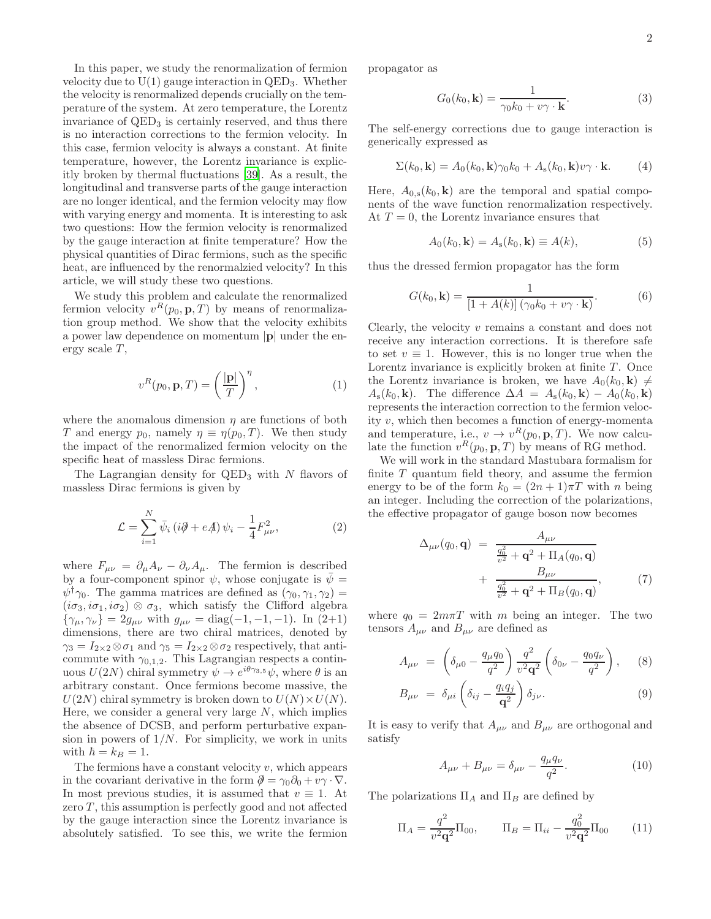In this paper, we study the renormalization of fermion velocity due to U(1) gauge interaction in QED$_3$. Whether the velocity is renormalized depends crucially on the temperature of the system. At zero temperature, the Lorentz invariance of QED$_3$ is certainly reserved, and thus there is no interaction corrections to the fermion velocity. In this case, fermion velocity is always a constant. At finite temperature, however, the Lorentz invariance is explicitly broken by thermal fluctuations [39]. As a result, the longitudinal and transverse parts of the gauge interaction are no longer identical, and the fermion velocity may flow with varying energy and momenta. It is interesting to ask two questions: How the fermion velocity is renormalized by the gauge interaction at finite temperature? How the physical quantities of Dirac fermions, such as the specific heat, are influenced by the renormalzied velocity? In this article, we will study these two questions.

We study this problem and calculate the renormalized fermion velocity $v^R(p_0, \mathbf{p}, T)$ by means of renormalization group method. We show that the velocity exhibits a power law dependence on momentum $|\mathbf{p}|$ under the energy scale $T$,

$$v^R(p_0, \mathbf{p}, T) = \left(\frac{|\mathbf{p}|}{T}\right)^{\eta}, \tag{1}$$

where the anomalous dimension $\eta$ are functions of both $T$ and energy $p_0$, namely $\eta \equiv \eta(p_0, T)$. We then study the impact of the renormalized fermion velocity on the specific heat of massless Dirac fermions.

The Lagrangian density for QED$_3$ with $N$ flavors of massless Dirac fermions is given by

$$\mathcal{L} = \sum_{i=1}^{N} \bar{\psi}_i \left(i\partial\!\!\!/ + eA\!\!\!/\right)\psi_i - \frac{1}{4}F_{\mu\nu}^2, \tag{2}$$

where $F_{\mu\nu} = \partial_\mu A_\nu - \partial_\nu A_\mu$. The fermion is described by a four-component spinor $\psi$, whose conjugate is $\bar{\psi} = \psi^\dagger \gamma_0$. The gamma matrices are defined as $(\gamma_0, \gamma_1, \gamma_2) = (i\sigma_3, i\sigma_1, i\sigma_2) \otimes \sigma_3$, which satisfy the Clifford algebra $\{\gamma_\mu, \gamma_\nu\} = 2g_{\mu\nu}$ with $g_{\mu\nu} = \mathrm{diag}(-1,-1,-1)$. In (2+1) dimensions, there are two chiral matrices, denoted by $\gamma_3 = I_{2\times 2}\otimes\sigma_1$ and $\gamma_5 = I_{2\times 2}\otimes\sigma_2$ respectively, that anticommute with $\gamma_{0,1,2}$. This Lagrangian respects a continuous $U(2N)$ chiral symmetry $\psi \to e^{i\theta\gamma_{3,5}}\psi$, where $\theta$ is an arbitrary constant. Once fermions become massive, the $U(2N)$ chiral symmetry is broken down to $U(N)\times U(N)$. Here, we consider a general very large $N$, which implies the absence of DCSB, and perform perturbative expansion in powers of $1/N$. For simplicity, we work in units with $\hbar = k_B = 1$.

The fermions have a constant velocity $v$, which appears in the covariant derivative in the form $\partial\!\!\!/ = \gamma_0\partial_0 + v\gamma\cdot\nabla$. In most previous studies, it is assumed that $v \equiv 1$. At zero $T$, this assumption is perfectly good and not affected by the gauge interaction since the Lorentz invariance is absolutely satisfied. To see this, we write the fermion propagator as

$$G_0(k_0, \mathbf{k}) = \frac{1}{\gamma_0 k_0 + v\gamma\cdot\mathbf{k}}. \tag{3}$$

The self-energy corrections due to gauge interaction is generically expressed as

$$\Sigma(k_0, \mathbf{k}) = A_0(k_0, \mathbf{k})\gamma_0 k_0 + A_{\mathrm{s}}(k_0, \mathbf{k}) v\gamma\cdot\mathbf{k}. \tag{4}$$

Here, $A_{0,\mathrm{s}}(k_0, \mathbf{k})$ are the temporal and spatial components of the wave function renormalization respectively. At $T = 0$, the Lorentz invariance ensures that

$$A_0(k_0, \mathbf{k}) = A_{\mathrm{s}}(k_0, \mathbf{k}) \equiv A(k), \tag{5}$$

thus the dressed fermion propagator has the form

$$G(k_0, \mathbf{k}) = \frac{1}{[1 + A(k)]\left(\gamma_0 k_0 + v\gamma\cdot\mathbf{k}\right)}. \tag{6}$$

Clearly, the velocity $v$ remains a constant and does not receive any interaction corrections. It is therefore safe to set $v \equiv 1$. However, this is no longer true when the Lorentz invariance is explicitly broken at finite $T$. Once the Lorentz invariance is broken, we have $A_0(k_0, \mathbf{k}) \neq A_{\mathrm{s}}(k_0, \mathbf{k})$. The difference $\Delta A = A_{\mathrm{s}}(k_0, \mathbf{k}) - A_0(k_0, \mathbf{k})$ represents the interaction correction to the fermion velocity $v$, which then becomes a function of energy-momenta and temperature, i.e., $v \to v^R(p_0, \mathbf{p}, T)$. We now calculate the function $v^R(p_0, \mathbf{p}, T)$ by means of RG method.

We will work in the standard Mastubara formalism for finite $T$ quantum field theory, and assume the fermion energy to be of the form $k_0 = (2n+1)\pi T$ with $n$ being an integer. Including the correction of the polarizations, the effective propagator of gauge boson now becomes

$$\Delta_{\mu\nu}(q_0, \mathbf{q}) = \frac{A_{\mu\nu}}{\frac{q_0^2}{v^2} + \mathbf{q}^2 + \Pi_A(q_0, \mathbf{q})} + \frac{B_{\mu\nu}}{\frac{q_0^2}{v^2} + \mathbf{q}^2 + \Pi_B(q_0, \mathbf{q})}, \tag{7}$$

where $q_0 = 2m\pi T$ with $m$ being an integer. The two tensors $A_{\mu\nu}$ and $B_{\mu\nu}$ are defined as

$$A_{\mu\nu} = \left(\delta_{\mu 0} - \frac{q_\mu q_0}{q^2}\right)\frac{q^2}{v^2\mathbf{q}^2}\left(\delta_{0\nu} - \frac{q_0 q_\nu}{q^2}\right), \tag{8}$$

$$B_{\mu\nu} = \delta_{\mu i}\left(\delta_{ij} - \frac{q_i q_j}{\mathbf{q}^2}\right)\delta_{j\nu}. \tag{9}$$

It is easy to verify that $A_{\mu\nu}$ and $B_{\mu\nu}$ are orthogonal and satisfy

$$A_{\mu\nu} + B_{\mu\nu} = \delta_{\mu\nu} - \frac{q_\mu q_\nu}{q^2}. \tag{10}$$

The polarizations $\Pi_A$ and $\Pi_B$ are defined by

$$\Pi_A = \frac{q^2}{v^2\mathbf{q}^2}\Pi_{00}, \qquad \Pi_B = \Pi_{ii} - \frac{q_0^2}{v^2\mathbf{q}^2}\Pi_{00} \tag{11}$$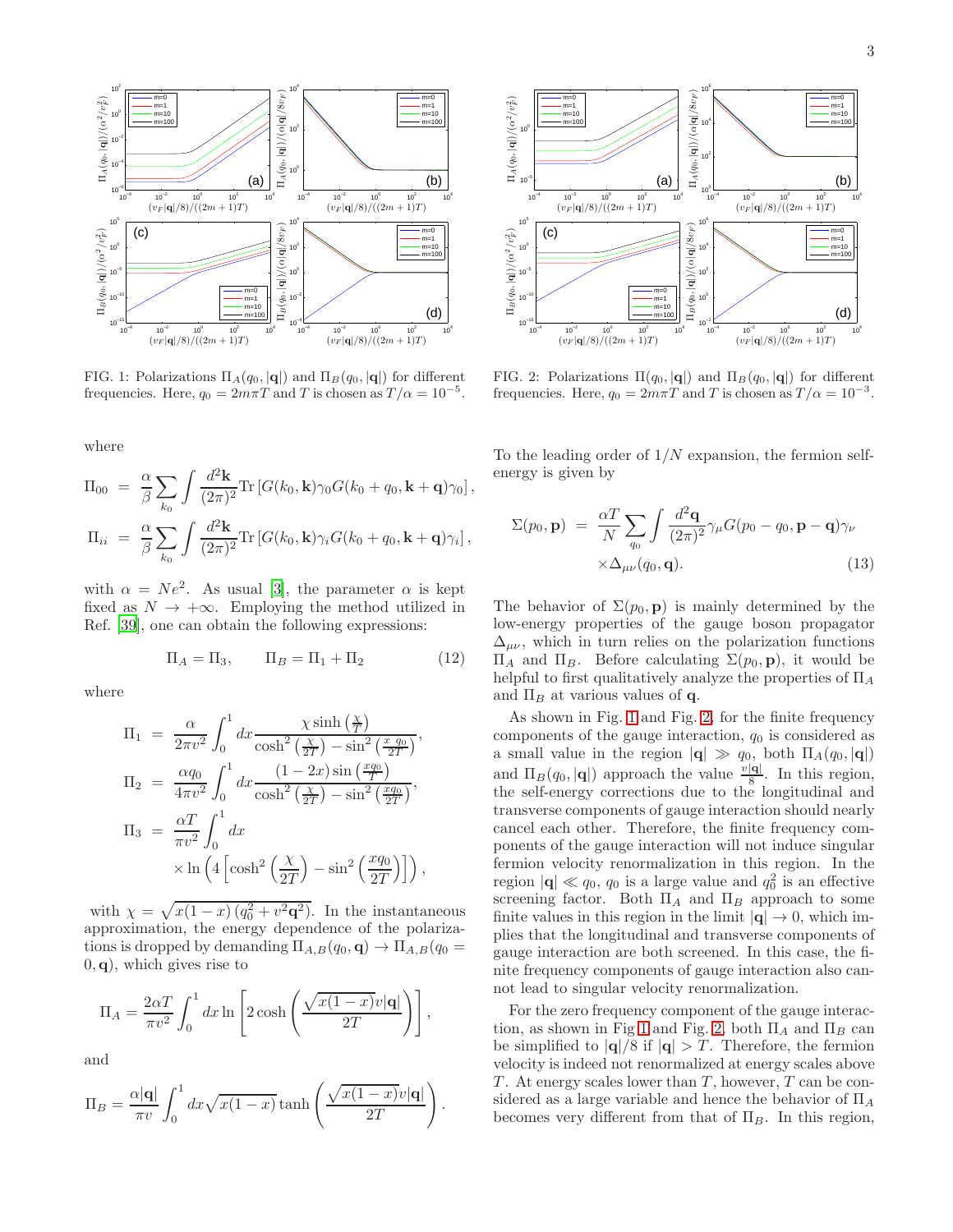FIG. 1: Polarizations $\Pi_A(q_0, |\mathbf{q}|)$ and $\Pi_B(q_0, |\mathbf{q}|)$ for different frequencies. Here, $q_0 = 2m\pi T$ and $T$ is chosen as $T/\alpha = 10^{-5}$.

FIG. 2: Polarizations $\Pi(q_0, |\mathbf{q}|)$ and $\Pi_B(q_0, |\mathbf{q}|)$ for different frequencies. Here, $q_0 = 2m\pi T$ and $T$ is chosen as $T/\alpha = 10^{-3}$.

where

$$\Pi_{00} = \frac{\alpha}{\beta}\sum_{k_0}\int\frac{d^2\mathbf{k}}{(2\pi)^2}\mathrm{Tr}\left[G(k_0,\mathbf{k})\gamma_0 G(k_0+q_0,\mathbf{k}+\mathbf{q})\gamma_0\right],$$

$$\Pi_{ii} = \frac{\alpha}{\beta}\sum_{k_0}\int\frac{d^2\mathbf{k}}{(2\pi)^2}\mathrm{Tr}\left[G(k_0,\mathbf{k})\gamma_i G(k_0+q_0,\mathbf{k}+\mathbf{q})\gamma_i\right],$$

with $\alpha = Ne^2$. As usual [3], the parameter $\alpha$ is kept fixed as $N \to +\infty$. Employing the method utilized in Ref. [39], one can obtain the following expressions:

$$\Pi_A = \Pi_3, \qquad \Pi_B = \Pi_1 + \Pi_2 \tag{12}$$

where

$$\Pi_1 = \frac{\alpha}{2\pi v^2}\int_0^1 dx \frac{\chi\sinh\left(\frac{\chi}{T}\right)}{\cosh^2\left(\frac{\chi}{2T}\right) - \sin^2\left(\frac{x\,q_0}{2T}\right)},$$

$$\Pi_2 = \frac{\alpha q_0}{4\pi v^2}\int_0^1 dx \frac{(1-2x)\sin\left(\frac{xq_0}{T}\right)}{\cosh^2\left(\frac{\chi}{2T}\right) - \sin^2\left(\frac{xq_0}{2T}\right)},$$

$$\Pi_3 = \frac{\alpha T}{\pi v^2}\int_0^1 dx \times \ln\left(4\left[\cosh^2\left(\frac{\chi}{2T}\right) - \sin^2\left(\frac{xq_0}{2T}\right)\right]\right),$$

with $\chi = \sqrt{x(1-x)\left(q_0^2 + v^2\mathbf{q}^2\right)}$. In the instantaneous approximation, the energy dependence of the polarizations is dropped by demanding $\Pi_{A,B}(q_0,\mathbf{q}) \to \Pi_{A,B}(q_0 = 0,\mathbf{q})$, which gives rise to

$$\Pi_A = \frac{2\alpha T}{\pi v^2}\int_0^1 dx \ln\left[2\cosh\left(\frac{\sqrt{x(1-x)}v|\mathbf{q}|}{2T}\right)\right],$$

and

$$\Pi_B = \frac{\alpha|\mathbf{q}|}{\pi v}\int_0^1 dx\sqrt{x(1-x)}\tanh\left(\frac{\sqrt{x(1-x)}v|\mathbf{q}|}{2T}\right).$$

To the leading order of $1/N$ expansion, the fermion self-energy is given by

$$\Sigma(p_0,\mathbf{p}) = \frac{\alpha T}{N}\sum_{q_0}\int\frac{d^2\mathbf{q}}{(2\pi)^2}\gamma_\mu G(p_0-q_0,\mathbf{p}-\mathbf{q})\gamma_\nu \times\Delta_{\mu\nu}(q_0,\mathbf{q}). \tag{13}$$

The behavior of $\Sigma(p_0,\mathbf{p})$ is mainly determined by the low-energy properties of the gauge boson propagator $\Delta_{\mu\nu}$, which in turn relies on the polarization functions $\Pi_A$ and $\Pi_B$. Before calculating $\Sigma(p_0,\mathbf{p})$, it would be helpful to first qualitatively analyze the properties of $\Pi_A$ and $\Pi_B$ at various values of $\mathbf{q}$.

As shown in Fig. 1 and Fig. 2, for the finite frequency components of the gauge interaction, $q_0$ is considered as a small value in the region $|\mathbf{q}| \gg q_0$, both $\Pi_A(q_0,|\mathbf{q}|)$ and $\Pi_B(q_0,|\mathbf{q}|)$ approach the value $\frac{v|\mathbf{q}|}{8}$. In this region, the self-energy corrections due to the longitudinal and transverse components of gauge interaction should nearly cancel each other. Therefore, the finite frequency components of the gauge interaction will not induce singular fermion velocity renormalization in this region. In the region $|\mathbf{q}| \ll q_0$, $q_0$ is a large value and $q_0^2$ is an effective screening factor. Both $\Pi_A$ and $\Pi_B$ approach to some finite values in this region in the limit $|\mathbf{q}| \to 0$, which implies that the longitudinal and transverse components of gauge interaction are both screened. In this case, the finite frequency components of gauge interaction also cannot lead to singular velocity renormalization.

For the zero frequency component of the gauge interaction, as shown in Fig 1 and Fig. 2, both $\Pi_A$ and $\Pi_B$ can be simplified to $|\mathbf{q}|/8$ if $|\mathbf{q}| > T$. Therefore, the fermion velocity is indeed not renormalized at energy scales above $T$. At energy scales lower than $T$, however, $T$ can be considered as a large variable and hence the behavior of $\Pi_A$ becomes very different from that of $\Pi_B$. In this region,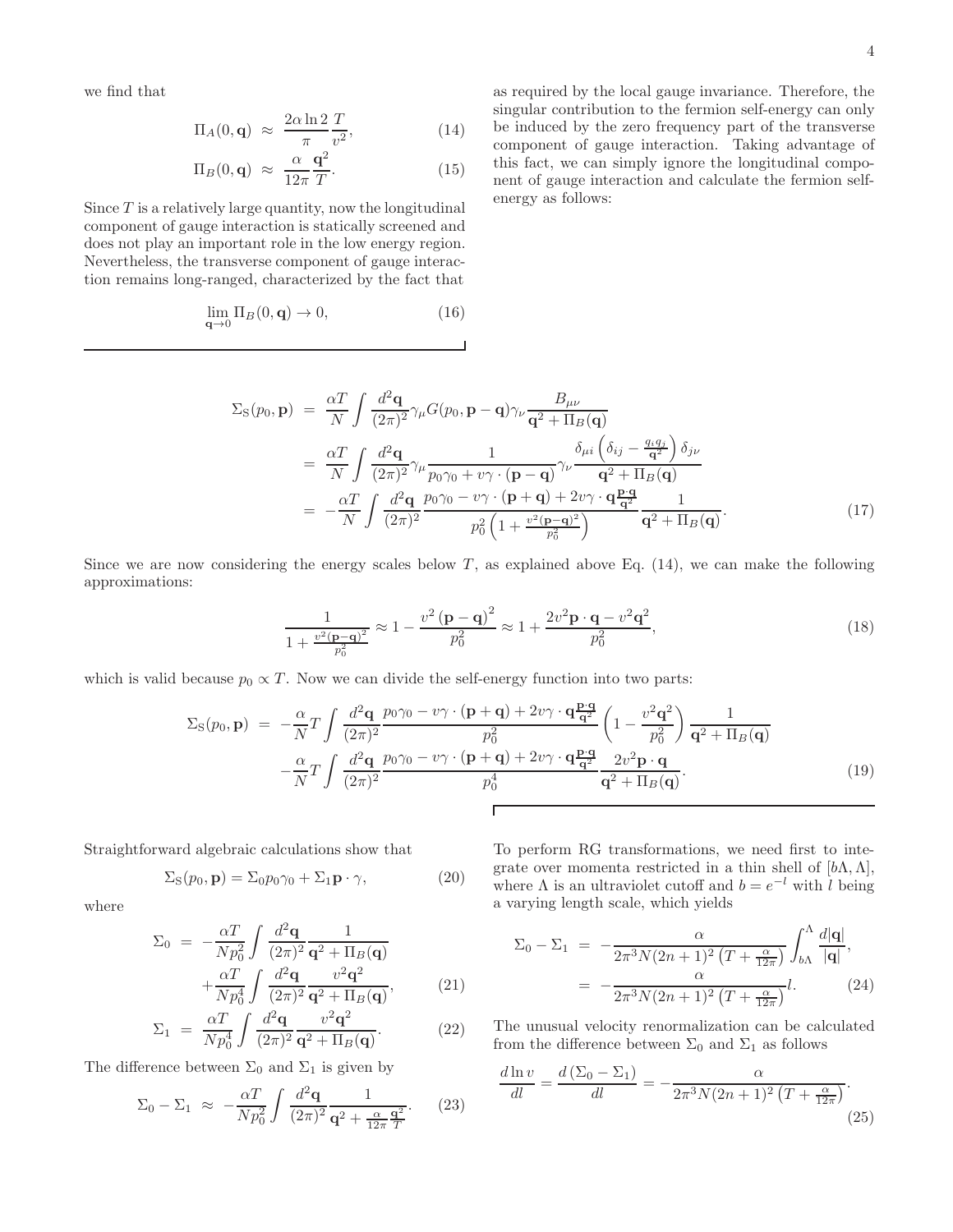we find that

$$\Pi_A(0,\mathbf{q}) \approx \frac{2\alpha \ln 2}{\pi}\frac{T}{v^2}, \tag{14}$$

$$\Pi_B(0,\mathbf{q}) \approx \frac{\alpha}{12\pi}\frac{\mathbf{q}^2}{T}. \tag{15}$$

Since $T$ is a relatively large quantity, now the longitudinal component of gauge interaction is statically screened and does not play an important role in the low energy region. Nevertheless, the transverse component of gauge interaction remains long-ranged, characterized by the fact that

$$\lim_{\mathbf{q}\rightarrow 0}\Pi_B(0,\mathbf{q}) \rightarrow 0, \tag{16}$$

as required by the local gauge invariance. Therefore, the singular contribution to the fermion self-energy can only be induced by the zero frequency part of the transverse component of gauge interaction. Taking advantage of this fact, we can simply ignore the longitudinal component of gauge interaction and calculate the fermion self-energy as follows:

$$\begin{aligned}
\Sigma_{\mathrm{S}}(p_0,\mathbf{p}) &= \frac{\alpha T}{N}\int\frac{d^2\mathbf{q}}{(2\pi)^2}\gamma_\mu G(p_0,\mathbf{p}-\mathbf{q})\gamma_\nu\frac{B_{\mu\nu}}{\mathbf{q}^2+\Pi_B(\mathbf{q})} \\
&= \frac{\alpha T}{N}\int\frac{d^2\mathbf{q}}{(2\pi)^2}\gamma_\mu\frac{1}{p_0\gamma_0+v\gamma\cdot(\mathbf{p}-\mathbf{q})}\gamma_\nu\frac{\delta_{\mu i}\left(\delta_{ij}-\frac{q_iq_j}{\mathbf{q}^2}\right)\delta_{j\nu}}{\mathbf{q}^2+\Pi_B(\mathbf{q})} \\
&= -\frac{\alpha T}{N}\int\frac{d^2\mathbf{q}}{(2\pi)^2}\frac{p_0\gamma_0-v\gamma\cdot(\mathbf{p}+\mathbf{q})+2v\gamma\cdot\mathbf{q}\frac{\mathbf{p}\cdot\mathbf{q}}{\mathbf{q}^2}}{p_0^2\left(1+\frac{v^2(\mathbf{p}-\mathbf{q})^2}{p_0^2}\right)}\frac{1}{\mathbf{q}^2+\Pi_B(\mathbf{q})}.
\end{aligned} \tag{17}$$

Since we are now considering the energy scales below $T$, as explained above Eq. (14), we can make the following approximations:

$$\frac{1}{1+\frac{v^2(\mathbf{p}-\mathbf{q})^2}{p_0^2}} \approx 1-\frac{v^2(\mathbf{p}-\mathbf{q})^2}{p_0^2} \approx 1+\frac{2v^2\mathbf{p}\cdot\mathbf{q}-v^2\mathbf{q}^2}{p_0^2}, \tag{18}$$

which is valid because $p_0 \propto T$. Now we can divide the self-energy function into two parts:

$$\begin{aligned}
\Sigma_{\mathrm{S}}(p_0,\mathbf{p}) &= -\frac{\alpha}{N}T\int\frac{d^2\mathbf{q}}{(2\pi)^2}\frac{p_0\gamma_0-v\gamma\cdot(\mathbf{p}+\mathbf{q})+2v\gamma\cdot\mathbf{q}\frac{\mathbf{p}\cdot\mathbf{q}}{\mathbf{q}^2}}{p_0^2}\left(1-\frac{v^2\mathbf{q}^2}{p_0^2}\right)\frac{1}{\mathbf{q}^2+\Pi_B(\mathbf{q})} \\
&\quad -\frac{\alpha}{N}T\int\frac{d^2\mathbf{q}}{(2\pi)^2}\frac{p_0\gamma_0-v\gamma\cdot(\mathbf{p}+\mathbf{q})+2v\gamma\cdot\mathbf{q}\frac{\mathbf{p}\cdot\mathbf{q}}{\mathbf{q}^2}}{p_0^4}\frac{2v^2\mathbf{p}\cdot\mathbf{q}}{\mathbf{q}^2+\Pi_B(\mathbf{q})}.
\end{aligned} \tag{19}$$

Straightforward algebraic calculations show that

$$\Sigma_{\mathrm{S}}(p_0,\mathbf{p}) = \Sigma_0 p_0\gamma_0+\Sigma_1\mathbf{p}\cdot\gamma, \tag{20}$$

where

$$\begin{aligned}
\Sigma_0 &= -\frac{\alpha T}{Np_0^2}\int\frac{d^2\mathbf{q}}{(2\pi)^2}\frac{1}{\mathbf{q}^2+\Pi_B(\mathbf{q})} \\
&\quad +\frac{\alpha T}{Np_0^4}\int\frac{d^2\mathbf{q}}{(2\pi)^2}\frac{v^2\mathbf{q}^2}{\mathbf{q}^2+\Pi_B(\mathbf{q})},
\end{aligned} \tag{21}$$

$$\Sigma_1 = \frac{\alpha T}{Np_0^4}\int\frac{d^2\mathbf{q}}{(2\pi)^2}\frac{v^2\mathbf{q}^2}{\mathbf{q}^2+\Pi_B(\mathbf{q})}. \tag{22}$$

The difference between $\Sigma_0$ and $\Sigma_1$ is given by

$$\Sigma_0-\Sigma_1 \approx -\frac{\alpha T}{Np_0^2}\int\frac{d^2\mathbf{q}}{(2\pi)^2}\frac{1}{\mathbf{q}^2+\frac{\alpha}{12\pi}\frac{\mathbf{q}^2}{T}}. \tag{23}$$

To perform RG transformations, we need first to integrate over momenta restricted in a thin shell of $[b\Lambda,\Lambda]$, where $\Lambda$ is an ultraviolet cutoff and $b=e^{-l}$ with $l$ being a varying length scale, which yields

$$\begin{aligned}
\Sigma_0-\Sigma_1 &= -\frac{\alpha}{2\pi^3N(2n+1)^2\left(T+\frac{\alpha}{12\pi}\right)}\int_{b\Lambda}^{\Lambda}\frac{d|\mathbf{q}|}{|\mathbf{q}|}, \\
&= -\frac{\alpha}{2\pi^3N(2n+1)^2\left(T+\frac{\alpha}{12\pi}\right)}l.
\end{aligned} \tag{24}$$

The unusual velocity renormalization can be calculated from the difference between $\Sigma_0$ and $\Sigma_1$ as follows

$$\frac{d\ln v}{dl} = \frac{d\left(\Sigma_0-\Sigma_1\right)}{dl} = -\frac{\alpha}{2\pi^3N(2n+1)^2\left(T+\frac{\alpha}{12\pi}\right)}. \tag{25}$$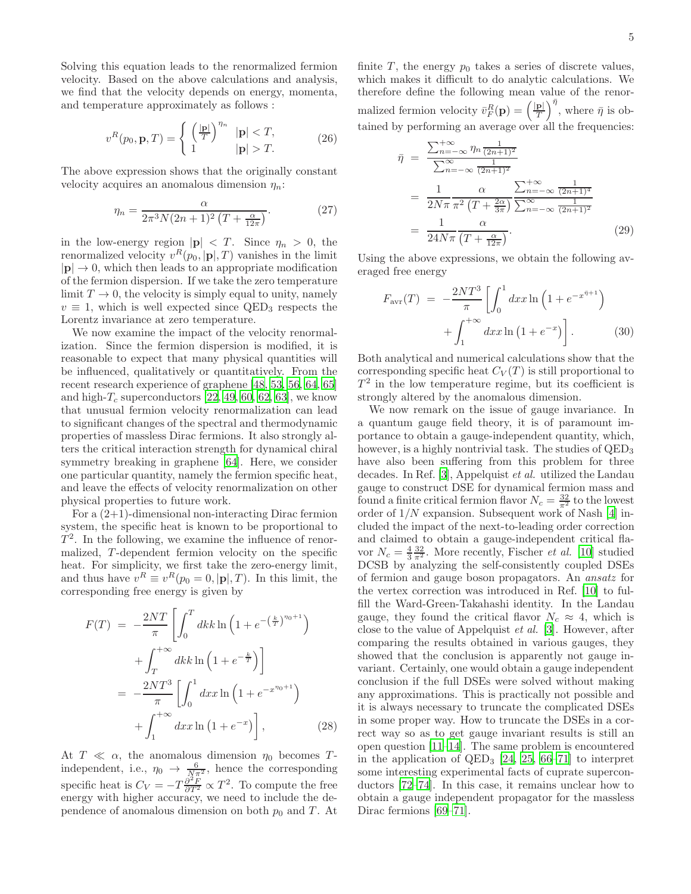Solving this equation leads to the renormalized fermion velocity. Based on the above calculations and analysis, we find that the velocity depends on energy, momenta, and temperature approximately as follows :

$$v^R(p_0, \mathbf{p}, T) = \begin{cases} \left(\frac{|\mathbf{p}|}{T}\right)^{\eta_n} & |\mathbf{p}| < T, \\ 1 & |\mathbf{p}| > T. \end{cases} \tag{26}$$

The above expression shows that the originally constant velocity acquires an anomalous dimension $\eta_n$:

$$\eta_n = \frac{\alpha}{2\pi^3 N (2n+1)^2 \left(T + \frac{\alpha}{12\pi}\right)}. \tag{27}$$

in the low-energy region $|\mathbf{p}| < T$. Since $\eta_n > 0$, the renormalized velocity $v^R(p_0, |\mathbf{p}|, T)$ vanishes in the limit $|\mathbf{p}| \to 0$, which then leads to an appropriate modification of the fermion dispersion. If we take the zero temperature limit $T \to 0$, the velocity is simply equal to unity, namely $v \equiv 1$, which is well expected since QED$_3$ respects the Lorentz invariance at zero temperature.

We now examine the impact of the velocity renormalization. Since the fermion dispersion is modified, it is reasonable to expect that many physical quantities will be influenced, qualitatively or quantitatively. From the recent research experience of graphene [48, 53, 56, 64, 65] and high-$T_c$ superconductors [22, 49, 60, 62, 63], we know that unusual fermion velocity renormalization can lead to significant changes of the spectral and thermodynamic properties of massless Dirac fermions. It also strongly alters the critical interaction strength for dynamical chiral symmetry breaking in graphene [64]. Here, we consider one particular quantity, namely the fermion specific heat, and leave the effects of velocity renormalization on other physical properties to future work.

For a (2+1)-dimensional non-interacting Dirac fermion system, the specific heat is known to be proportional to $T^2$. In the following, we examine the influence of renormalized, $T$-dependent fermion velocity on the specific heat. For simplicity, we first take the zero-energy limit, and thus have $v^R \equiv v^R(p_0 = 0, |\mathbf{p}|, T)$. In this limit, the corresponding free energy is given by

$$\begin{aligned} F(T) &= -\frac{2NT}{\pi}\left[\int_0^T dk k \ln\left(1 + e^{-\left(\frac{k}{T}\right)^{\eta_0+1}}\right) \right. \\ &\quad \left. + \int_T^{+\infty} dk k \ln\left(1 + e^{-\frac{k}{T}}\right)\right] \\ &= -\frac{2NT^3}{\pi}\left[\int_0^1 dx x \ln\left(1 + e^{-x^{\eta_0+1}}\right) \right. \\ &\quad \left. + \int_1^{+\infty} dx x \ln\left(1 + e^{-x}\right)\right], \end{aligned} \tag{28}$$

At $T \ll \alpha$, the anomalous dimension $\eta_0$ becomes $T$-independent, i.e., $\eta_0 \to \frac{6}{N\pi^2}$, hence the corresponding specific heat is $C_V = -T\frac{\partial^2 F}{\partial T^2} \propto T^2$. To compute the free energy with higher accuracy, we need to include the dependence of anomalous dimension on both $p_0$ and $T$. At finite $T$, the energy $p_0$ takes a series of discrete values, which makes it difficult to do analytic calculations. We therefore define the following mean value of the renormalized fermion velocity $\bar{v}_F^R(\mathbf{p}) = \left(\frac{|\mathbf{p}|}{T}\right)^{\bar{\eta}}$, where $\bar{\eta}$ is obtained by performing an average over all the frequencies:

$$\begin{aligned} \bar{\eta} &= \frac{\sum_{n=-\infty}^{+\infty} \eta_n \frac{1}{(2n+1)^2}}{\sum_{n=-\infty}^{\infty} \frac{1}{(2n+1)^2}} \\ &= \frac{1}{2N\pi}\frac{\alpha}{\pi^2\left(T + \frac{2\alpha}{3\pi}\right)}\frac{\sum_{n=-\infty}^{+\infty}\frac{1}{(2n+1)^4}}{\sum_{n=-\infty}^{\infty}\frac{1}{(2n+1)^2}} \\ &= \frac{1}{24N\pi}\frac{\alpha}{\left(T + \frac{\alpha}{12\pi}\right)}. \end{aligned} \tag{29}$$

Using the above expressions, we obtain the following averaged free energy

$$\begin{aligned} F_{\mathrm{avr}}(T) &= -\frac{2NT^3}{\pi}\left[\int_0^1 dx x \ln\left(1 + e^{-x^{\bar{\eta}+1}}\right) \right. \\ &\quad \left. + \int_1^{+\infty} dx x \ln\left(1 + e^{-x}\right)\right]. \end{aligned} \tag{30}$$

Both analytical and numerical calculations show that the corresponding specific heat $C_V(T)$ is still proportional to $T^2$ in the low temperature regime, but its coefficient is strongly altered by the anomalous dimension.

We now remark on the issue of gauge invariance. In a quantum gauge field theory, it is of paramount importance to obtain a gauge-independent quantity, which, however, is a highly nontrivial task. The studies of QED$_3$ have also been suffering from this problem for three decades. In Ref. [3], Appelquist *et al.* utilized the Landau gauge to construct DSE for dynamical fermion mass and found a finite critical fermion flavor $N_c = \frac{32}{\pi^2}$ to the lowest order of $1/N$ expansion. Subsequent work of Nash [4] included the impact of the next-to-leading order correction and claimed to obtain a gauge-independent critical flavor $N_c = \frac{4}{3}\frac{32}{\pi^2}$. More recently, Fischer *et al.* [10] studied DCSB by analyzing the self-consistently coupled DSEs of fermion and gauge boson propagators. An *ansatz* for the vertex correction was introduced in Ref. [10] to fulfill the Ward-Green-Takahashi identity. In the Landau gauge, they found the critical flavor $N_c \approx 4$, which is close to the value of Appelquist *et al.* [3]. However, after comparing the results obtained in various gauges, they showed that the conclusion is apparently not gauge invariant. Certainly, one would obtain a gauge independent conclusion if the full DSEs were solved without making any approximations. This is practically not possible and it is always necessary to truncate the complicated DSEs in some proper way. How to truncate the DSEs in a correct way so as to get gauge invariant results is still an open question [11–14]. The same problem is encountered in the application of QED$_3$ [24, 25, 66–71] to interpret some interesting experimental facts of cuprate superconductors [72–74]. In this case, it remains unclear how to obtain a gauge independent propagator for the massless Dirac fermions [69–71].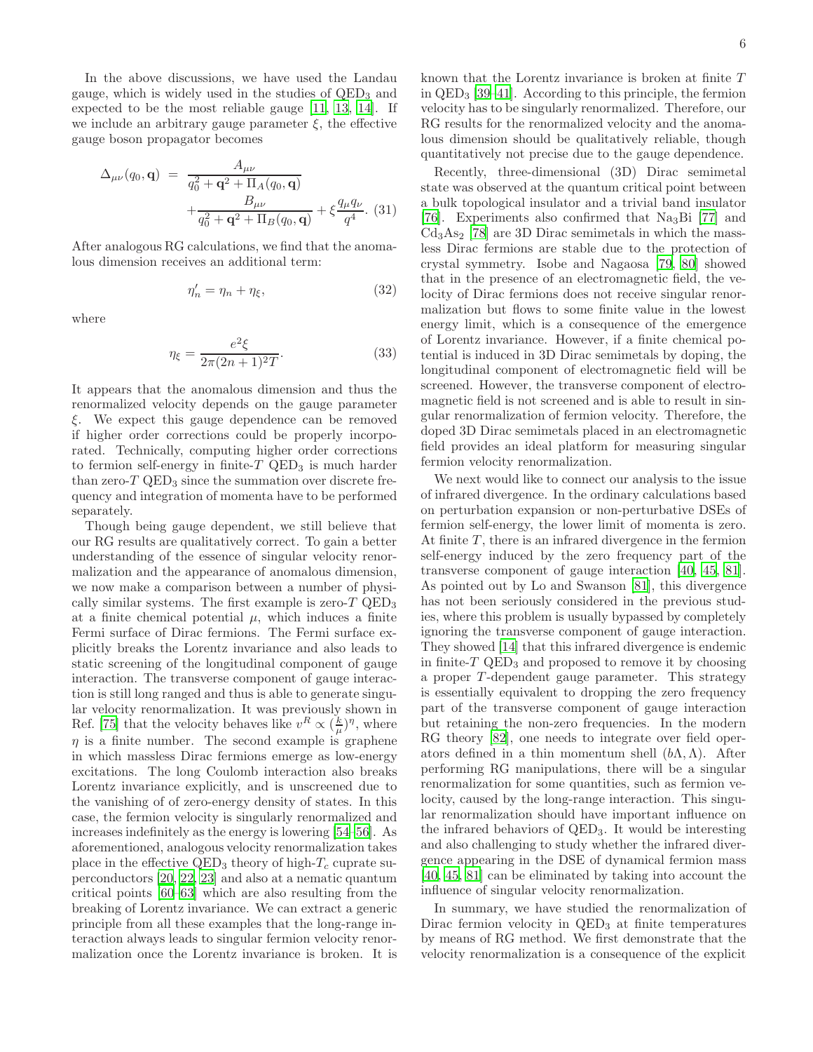In the above discussions, we have used the Landau gauge, which is widely used in the studies of QED$_3$ and expected to be the most reliable gauge [11, 13, 14]. If we include an arbitrary gauge parameter $\xi$, the effective gauge boson propagator becomes

$$\Delta_{\mu\nu}(q_0,\mathbf{q}) = \frac{A_{\mu\nu}}{q_0^2+\mathbf{q}^2+\Pi_A(q_0,\mathbf{q})} + \frac{B_{\mu\nu}}{q_0^2+\mathbf{q}^2+\Pi_B(q_0,\mathbf{q})} + \xi\frac{q_\mu q_\nu}{q^4}. \quad (31)$$

After analogous RG calculations, we find that the anomalous dimension receives an additional term:

$$\eta_n' = \eta_n + \eta_\xi, \quad (32)$$

where

$$\eta_\xi = \frac{e^2\xi}{2\pi(2n+1)^2 T}. \quad (33)$$

It appears that the anomalous dimension and thus the renormalized velocity depends on the gauge parameter $\xi$. We expect this gauge dependence can be removed if higher order corrections could be properly incorporated. Technically, computing higher order corrections to fermion self-energy in finite-$T$ QED$_3$ is much harder than zero-$T$ QED$_3$ since the summation over discrete frequency and integration of momenta have to be performed separately.

Though being gauge dependent, we still believe that our RG results are qualitatively correct. To gain a better understanding of the essence of singular velocity renormalization and the appearance of anomalous dimension, we now make a comparison between a number of physically similar systems. The first example is zero-$T$ QED$_3$ at a finite chemical potential $\mu$, which induces a finite Fermi surface of Dirac fermions. The Fermi surface explicitly breaks the Lorentz invariance and also leads to static screening of the longitudinal component of gauge interaction. The transverse component of gauge interaction is still long ranged and thus is able to generate singular velocity renormalization. It was previously shown in Ref. [75] that the velocity behaves like $v^R \propto (\frac{k}{\mu})^\eta$, where $\eta$ is a finite number. The second example is graphene in which massless Dirac fermions emerge as low-energy excitations. The long Coulomb interaction also breaks Lorentz invariance explicitly, and is unscreened due to the vanishing of of zero-energy density of states. In this case, the fermion velocity is singularly renormalized and increases indefinitely as the energy is lowering [54–56]. As aforementioned, analogous velocity renormalization takes place in the effective QED$_3$ theory of high-$T_c$ cuprate superconductors [20, 22, 23] and also at a nematic quantum critical points [60–63] which are also resulting from the breaking of Lorentz invariance. We can extract a generic principle from all these examples that the long-range interaction always leads to singular fermion velocity renormalization once the Lorentz invariance is broken. It is known that the Lorentz invariance is broken at finite $T$ in QED$_3$ [39–41]. According to this principle, the fermion velocity has to be singularly renormalized. Therefore, our RG results for the renormalized velocity and the anomalous dimension should be qualitatively reliable, though quantitatively not precise due to the gauge dependence.

Recently, three-dimensional (3D) Dirac semimetal state was observed at the quantum critical point between a bulk topological insulator and a trivial band insulator [76]. Experiments also confirmed that $Na_3Bi$ [77] and $Cd_3As_2$ [78] are 3D Dirac semimetals in which the massless Dirac fermions are stable due to the protection of crystal symmetry. Isobe and Nagaosa [79, 80] showed that in the presence of an electromagnetic field, the velocity of Dirac fermions does not receive singular renormalization but flows to some finite value in the lowest energy limit, which is a consequence of the emergence of Lorentz invariance. However, if a finite chemical potential is induced in 3D Dirac semimetals by doping, the longitudinal component of electromagnetic field will be screened. However, the transverse component of electromagnetic field is not screened and is able to result in singular renormalization of fermion velocity. Therefore, the doped 3D Dirac semimetals placed in an electromagnetic field provides an ideal platform for measuring singular fermion velocity renormalization.

We next would like to connect our analysis to the issue of infrared divergence. In the ordinary calculations based on perturbation expansion or non-perturbative DSEs of fermion self-energy, the lower limit of momenta is zero. At finite $T$, there is an infrared divergence in the fermion self-energy induced by the zero frequency part of the transverse component of gauge interaction [40, 45, 81]. As pointed out by Lo and Swanson [81], this divergence has not been seriously considered in the previous studies, where this problem is usually bypassed by completely ignoring the transverse component of gauge interaction. They showed [14] that this infrared divergence is endemic in finite-$T$ QED$_3$ and proposed to remove it by choosing a proper $T$-dependent gauge parameter. This strategy is essentially equivalent to dropping the zero frequency part of the transverse component of gauge interaction but retaining the non-zero frequencies. In the modern RG theory [82], one needs to integrate over field operators defined in a thin momentum shell $(b\Lambda, \Lambda)$. After performing RG manipulations, there will be a singular renormalization for some quantities, such as fermion velocity, caused by the long-range interaction. This singular renormalization should have important influence on the infrared behaviors of QED$_3$. It would be interesting and also challenging to study whether the infrared divergence appearing in the DSE of dynamical fermion mass [40, 45, 81] can be eliminated by taking into account the influence of singular velocity renormalization.

In summary, we have studied the renormalization of Dirac fermion velocity in QED$_3$ at finite temperatures by means of RG method. We first demonstrate that the velocity renormalization is a consequence of the explicit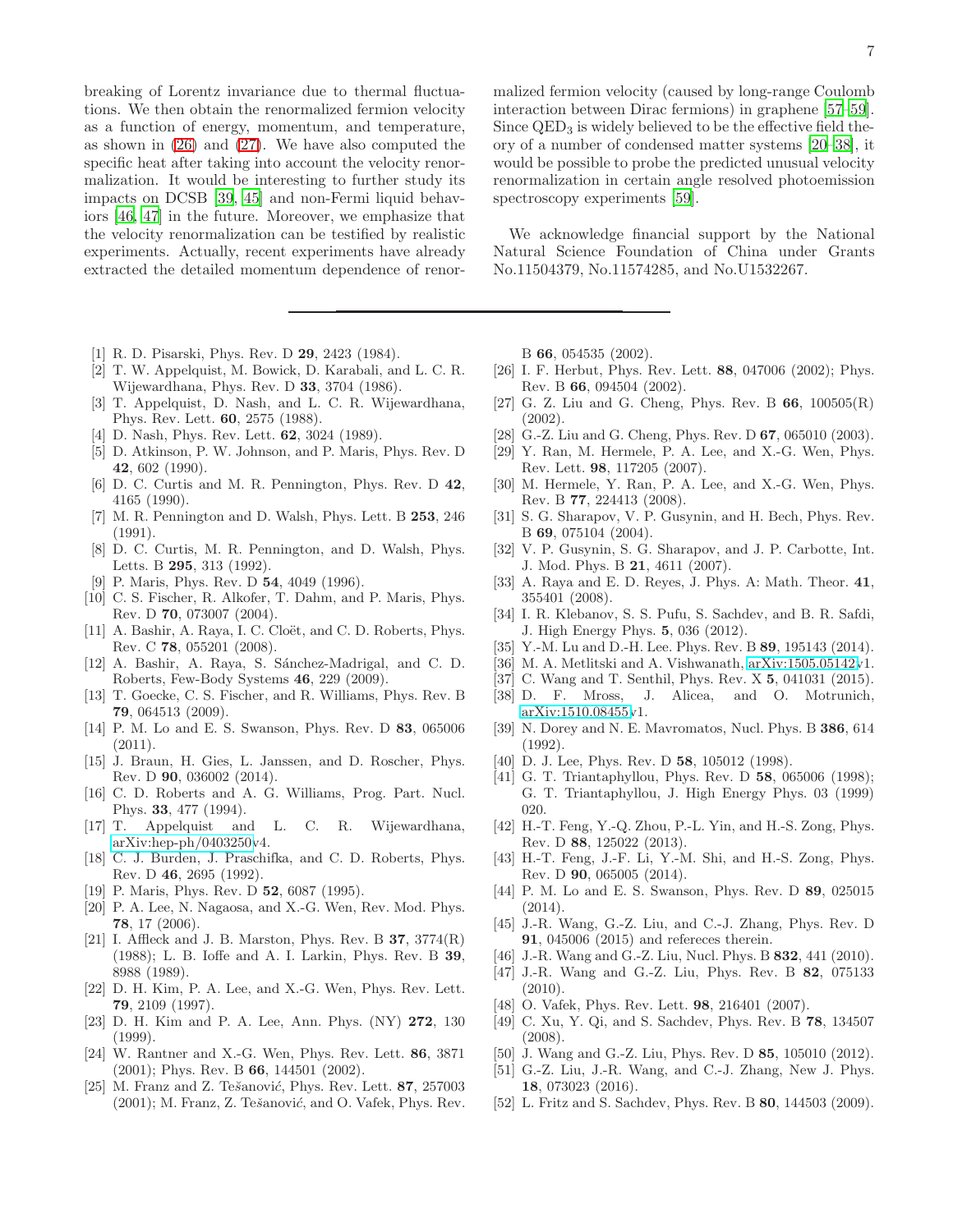breaking of Lorentz invariance due to thermal fluctuations. We then obtain the renormalized fermion velocity as a function of energy, momentum, and temperature, as shown in (26) and (27). We have also computed the specific heat after taking into account the velocity renormalization. It would be interesting to further study its impacts on DCSB [39, 45] and non-Fermi liquid behaviors [46, 47] in the future. Moreover, we emphasize that the velocity renormalization can be testified by realistic experiments. Actually, recent experiments have already extracted the detailed momentum dependence of renormalized fermion velocity (caused by long-range Coulomb interaction between Dirac fermions) in graphene [57–59]. Since $\mathrm{QED}_3$ is widely believed to be the effective field theory of a number of condensed matter systems [20–38], it would be possible to probe the predicted unusual velocity renormalization in certain angle resolved photoemission spectroscopy experiments [59].

We acknowledge financial support by the National Natural Science Foundation of China under Grants No.11504379, No.11574285, and No.U1532267.

---

- [1] R. D. Pisarski, Phys. Rev. D **29**, 2423 (1984).
- [2] T. W. Appelquist, M. Bowick, D. Karabali, and L. C. R. Wijewardhana, Phys. Rev. D **33**, 3704 (1986).
- [3] T. Appelquist, D. Nash, and L. C. R. Wijewardhana, Phys. Rev. Lett. **60**, 2575 (1988).
- [4] D. Nash, Phys. Rev. Lett. **62**, 3024 (1989).
- [5] D. Atkinson, P. W. Johnson, and P. Maris, Phys. Rev. D **42**, 602 (1990).
- [6] D. C. Curtis and M. R. Pennington, Phys. Rev. D **42**, 4165 (1990).
- [7] M. R. Pennington and D. Walsh, Phys. Lett. B **253**, 246 (1991).
- [8] D. C. Curtis, M. R. Pennington, and D. Walsh, Phys. Letts. B **295**, 313 (1992).
- [9] P. Maris, Phys. Rev. D **54**, 4049 (1996).
- [10] C. S. Fischer, R. Alkofer, T. Dahm, and P. Maris, Phys. Rev. D **70**, 073007 (2004).
- [11] A. Bashir, A. Raya, I. C. Cloët, and C. D. Roberts, Phys. Rev. C **78**, 055201 (2008).
- [12] A. Bashir, A. Raya, S. Sánchez-Madrigal, and C. D. Roberts, Few-Body Systems **46**, 229 (2009).
- [13] T. Goecke, C. S. Fischer, and R. Williams, Phys. Rev. B **79**, 064513 (2009).
- [14] P. M. Lo and E. S. Swanson, Phys. Rev. D **83**, 065006 (2011).
- [15] J. Braun, H. Gies, L. Janssen, and D. Roscher, Phys. Rev. D **90**, 036002 (2014).
- [16] C. D. Roberts and A. G. Williams, Prog. Part. Nucl. Phys. **33**, 477 (1994).
- [17] T. Appelquist and L. C. R. Wijewardhana, arXiv:hep-ph/0403250v4.
- [18] C. J. Burden, J. Praschifka, and C. D. Roberts, Phys. Rev. D **46**, 2695 (1992).
- [19] P. Maris, Phys. Rev. D **52**, 6087 (1995).
- [20] P. A. Lee, N. Nagaosa, and X.-G. Wen, Rev. Mod. Phys. **78**, 17 (2006).
- [21] I. Affleck and J. B. Marston, Phys. Rev. B **37**, 3774(R) (1988); L. B. Ioffe and A. I. Larkin, Phys. Rev. B **39**, 8988 (1989).
- [22] D. H. Kim, P. A. Lee, and X.-G. Wen, Phys. Rev. Lett. **79**, 2109 (1997).
- [23] D. H. Kim and P. A. Lee, Ann. Phys. (NY) **272**, 130 (1999).
- [24] W. Rantner and X.-G. Wen, Phys. Rev. Lett. **86**, 3871 (2001); Phys. Rev. B **66**, 144501 (2002).
- [25] M. Franz and Z. Tešanović, Phys. Rev. Lett. **87**, 257003 (2001); M. Franz, Z. Tešanović, and O. Vafek, Phys. Rev. B **66**, 054535 (2002).
- [26] I. F. Herbut, Phys. Rev. Lett. **88**, 047006 (2002); Phys. Rev. B **66**, 094504 (2002).
- [27] G. Z. Liu and G. Cheng, Phys. Rev. B **66**, 100505(R) (2002).
- [28] G.-Z. Liu and G. Cheng, Phys. Rev. D **67**, 065010 (2003).
- [29] Y. Ran, M. Hermele, P. A. Lee, and X.-G. Wen, Phys. Rev. Lett. **98**, 117205 (2007).
- [30] M. Hermele, Y. Ran, P. A. Lee, and X.-G. Wen, Phys. Rev. B **77**, 224413 (2008).
- [31] S. G. Sharapov, V. P. Gusynin, and H. Bech, Phys. Rev. B **69**, 075104 (2004).
- [32] V. P. Gusynin, S. G. Sharapov, and J. P. Carbotte, Int. J. Mod. Phys. B **21**, 4611 (2007).
- [33] A. Raya and E. D. Reyes, J. Phys. A: Math. Theor. **41**, 355401 (2008).
- [34] I. R. Klebanov, S. S. Pufu, S. Sachdev, and B. R. Safdi, J. High Energy Phys. **5**, 036 (2012).
- [35] Y.-M. Lu and D.-H. Lee. Phys. Rev. B **89**, 195143 (2014).
- [36] M. A. Metlitski and A. Vishwanath, arXiv:1505.05142v1.
- [37] C. Wang and T. Senthil, Phys. Rev. X **5**, 041031 (2015).
- [38] D. F. Mross, J. Alicea, and O. Motrunich, arXiv:1510.08455v1.
- [39] N. Dorey and N. E. Mavromatos, Nucl. Phys. B **386**, 614 (1992).
- [40] D. J. Lee, Phys. Rev. D **58**, 105012 (1998).
- [41] G. T. Triantaphyllou, Phys. Rev. D **58**, 065006 (1998); G. T. Triantaphyllou, J. High Energy Phys. 03 (1999) 020.
- [42] H.-T. Feng, Y.-Q. Zhou, P.-L. Yin, and H.-S. Zong, Phys. Rev. D **88**, 125022 (2013).
- [43] H.-T. Feng, J.-F. Li, Y.-M. Shi, and H.-S. Zong, Phys. Rev. D **90**, 065005 (2014).
- [44] P. M. Lo and E. S. Swanson, Phys. Rev. D **89**, 025015 (2014).
- [45] J.-R. Wang, G.-Z. Liu, and C.-J. Zhang, Phys. Rev. D **91**, 045006 (2015) and refereces therein.
- [46] J.-R. Wang and G.-Z. Liu, Nucl. Phys. B **832**, 441 (2010).
- [47] J.-R. Wang and G.-Z. Liu, Phys. Rev. B **82**, 075133 (2010).
- [48] O. Vafek, Phys. Rev. Lett. **98**, 216401 (2007).
- [49] C. Xu, Y. Qi, and S. Sachdev, Phys. Rev. B **78**, 134507 (2008).
- [50] J. Wang and G.-Z. Liu, Phys. Rev. D **85**, 105010 (2012).
- [51] G.-Z. Liu, J.-R. Wang, and C.-J. Zhang, New J. Phys. **18**, 073023 (2016).
- [52] L. Fritz and S. Sachdev, Phys. Rev. B **80**, 144503 (2009).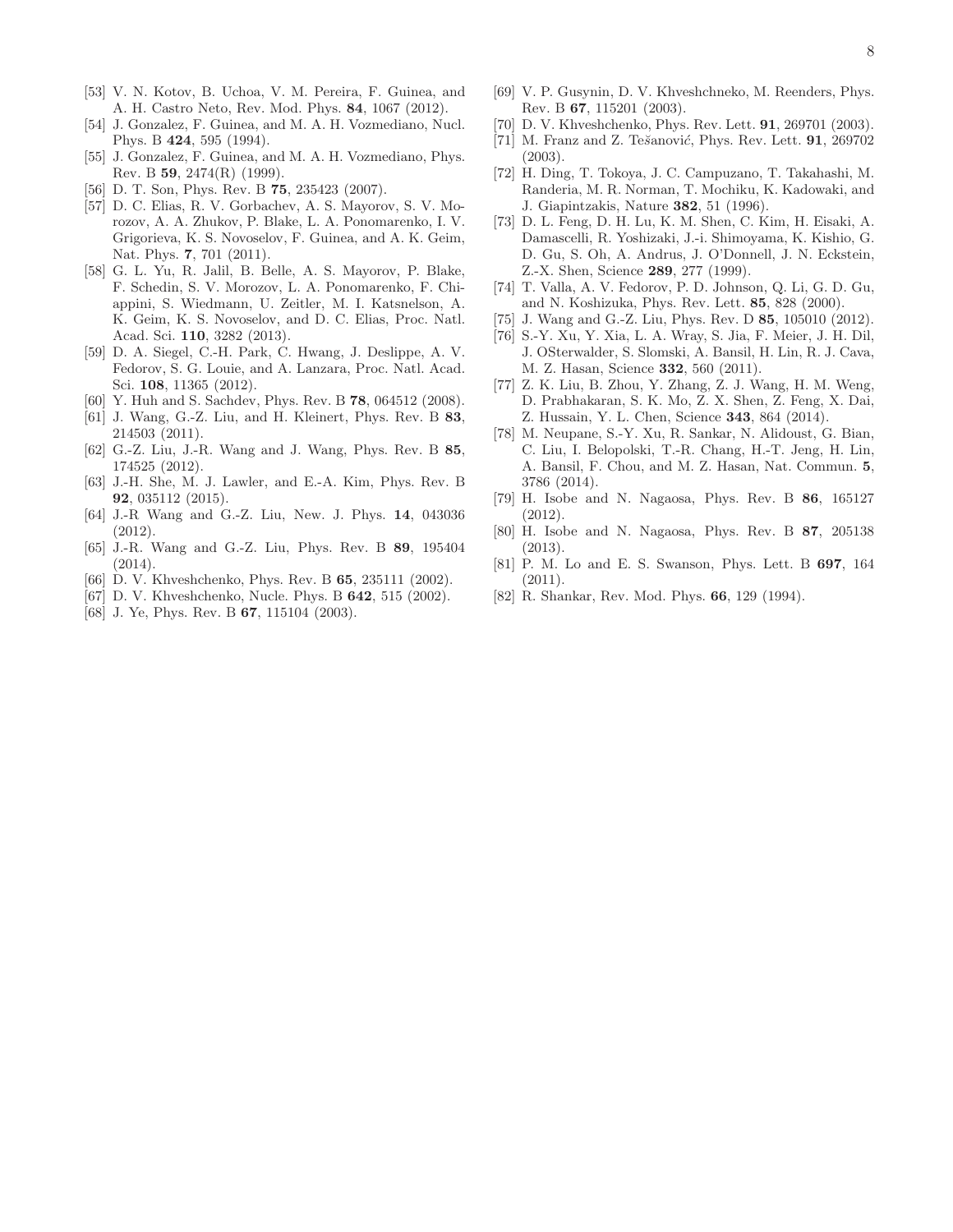[53] V. N. Kotov, B. Uchoa, V. M. Pereira, F. Guinea, and A. H. Castro Neto, Rev. Mod. Phys. **84**, 1067 (2012).

[54] J. Gonzalez, F. Guinea, and M. A. H. Vozmediano, Nucl. Phys. B **424**, 595 (1994).

[55] J. Gonzalez, F. Guinea, and M. A. H. Vozmediano, Phys. Rev. B **59**, 2474(R) (1999).

[56] D. T. Son, Phys. Rev. B **75**, 235423 (2007).

[57] D. C. Elias, R. V. Gorbachev, A. S. Mayorov, S. V. Morozov, A. A. Zhukov, P. Blake, L. A. Ponomarenko, I. V. Grigorieva, K. S. Novoselov, F. Guinea, and A. K. Geim, Nat. Phys. **7**, 701 (2011).

[58] G. L. Yu, R. Jalil, B. Belle, A. S. Mayorov, P. Blake, F. Schedin, S. V. Morozov, L. A. Ponomarenko, F. Chiappini, S. Wiedmann, U. Zeitler, M. I. Katsnelson, A. K. Geim, K. S. Novoselov, and D. C. Elias, Proc. Natl. Acad. Sci. **110**, 3282 (2013).

[59] D. A. Siegel, C.-H. Park, C. Hwang, J. Deslippe, A. V. Fedorov, S. G. Louie, and A. Lanzara, Proc. Natl. Acad. Sci. **108**, 11365 (2012).

[60] Y. Huh and S. Sachdev, Phys. Rev. B **78**, 064512 (2008).

[61] J. Wang, G.-Z. Liu, and H. Kleinert, Phys. Rev. B **83**, 214503 (2011).

[62] G.-Z. Liu, J.-R. Wang and J. Wang, Phys. Rev. B **85**, 174525 (2012).

[63] J.-H. She, M. J. Lawler, and E.-A. Kim, Phys. Rev. B **92**, 035112 (2015).

[64] J.-R Wang and G.-Z. Liu, New. J. Phys. **14**, 043036 (2012).

[65] J.-R. Wang and G.-Z. Liu, Phys. Rev. B **89**, 195404 (2014).

[66] D. V. Khveshchenko, Phys. Rev. B **65**, 235111 (2002).

[67] D. V. Khveshchenko, Nucle. Phys. B **642**, 515 (2002).

[68] J. Ye, Phys. Rev. B **67**, 115104 (2003).

[69] V. P. Gusynin, D. V. Khveshchneko, M. Reenders, Phys. Rev. B **67**, 115201 (2003).

[70] D. V. Khveshchenko, Phys. Rev. Lett. **91**, 269701 (2003).

[71] M. Franz and Z. Tešanović, Phys. Rev. Lett. **91**, 269702 (2003).

[72] H. Ding, T. Tokoya, J. C. Campuzano, T. Takahashi, M. Randeria, M. R. Norman, T. Mochiku, K. Kadowaki, and J. Giapintzakis, Nature **382**, 51 (1996).

[73] D. L. Feng, D. H. Lu, K. M. Shen, C. Kim, H. Eisaki, A. Damascelli, R. Yoshizaki, J.-i. Shimoyama, K. Kishio, G. D. Gu, S. Oh, A. Andrus, J. O'Donnell, J. N. Eckstein, Z.-X. Shen, Science **289**, 277 (1999).

[74] T. Valla, A. V. Fedorov, P. D. Johnson, Q. Li, G. D. Gu, and N. Koshizuka, Phys. Rev. Lett. **85**, 828 (2000).

[75] J. Wang and G.-Z. Liu, Phys. Rev. D **85**, 105010 (2012).

[76] S.-Y. Xu, Y. Xia, L. A. Wray, S. Jia, F. Meier, J. H. Dil, J. OSterwalder, S. Slomski, A. Bansil, H. Lin, R. J. Cava, M. Z. Hasan, Science **332**, 560 (2011).

[77] Z. K. Liu, B. Zhou, Y. Zhang, Z. J. Wang, H. M. Weng, D. Prabhakaran, S. K. Mo, Z. X. Shen, Z. Feng, X. Dai, Z. Hussain, Y. L. Chen, Science **343**, 864 (2014).

[78] M. Neupane, S.-Y. Xu, R. Sankar, N. Alidoust, G. Bian, C. Liu, I. Belopolski, T.-R. Chang, H.-T. Jeng, H. Lin, A. Bansil, F. Chou, and M. Z. Hasan, Nat. Commun. **5**, 3786 (2014).

[79] H. Isobe and N. Nagaosa, Phys. Rev. B **86**, 165127 (2012).

[80] H. Isobe and N. Nagaosa, Phys. Rev. B **87**, 205138 (2013).

[81] P. M. Lo and E. S. Swanson, Phys. Lett. B **697**, 164 (2011).

[82] R. Shankar, Rev. Mod. Phys. **66**, 129 (1994).